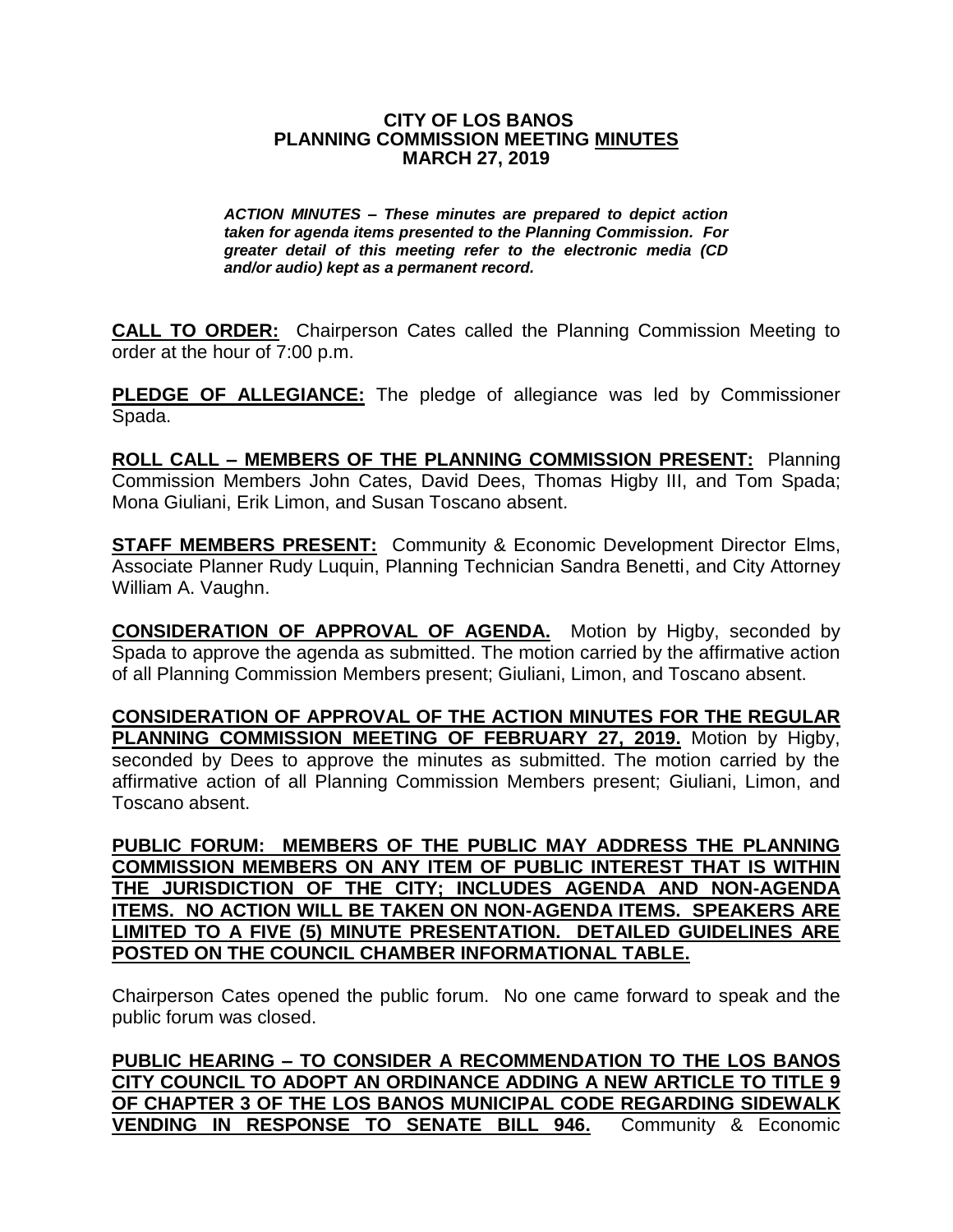# CITY OF LOS BANOS
# PLANNING COMMISSION MEETING MINUTES
# MARCH 27, 2019

***ACTION MINUTES – These minutes are prepared to depict action taken for agenda items presented to the Planning Commission. For greater detail of this meeting refer to the electronic media (CD and/or audio) kept as a permanent record.***

**CALL TO ORDER:** Chairperson Cates called the Planning Commission Meeting to order at the hour of 7:00 p.m.

**PLEDGE OF ALLEGIANCE:** The pledge of allegiance was led by Commissioner Spada.

**ROLL CALL – MEMBERS OF THE PLANNING COMMISSION PRESENT:** Planning Commission Members John Cates, David Dees, Thomas Higby III, and Tom Spada; Mona Giuliani, Erik Limon, and Susan Toscano absent.

**STAFF MEMBERS PRESENT:** Community & Economic Development Director Elms, Associate Planner Rudy Luquin, Planning Technician Sandra Benetti, and City Attorney William A. Vaughn.

**CONSIDERATION OF APPROVAL OF AGENDA.** Motion by Higby, seconded by Spada to approve the agenda as submitted. The motion carried by the affirmative action of all Planning Commission Members present; Giuliani, Limon, and Toscano absent.

**CONSIDERATION OF APPROVAL OF THE ACTION MINUTES FOR THE REGULAR PLANNING COMMISSION MEETING OF FEBRUARY 27, 2019.** Motion by Higby, seconded by Dees to approve the minutes as submitted. The motion carried by the affirmative action of all Planning Commission Members present; Giuliani, Limon, and Toscano absent.

**PUBLIC FORUM: MEMBERS OF THE PUBLIC MAY ADDRESS THE PLANNING COMMISSION MEMBERS ON ANY ITEM OF PUBLIC INTEREST THAT IS WITHIN THE JURISDICTION OF THE CITY; INCLUDES AGENDA AND NON-AGENDA ITEMS. NO ACTION WILL BE TAKEN ON NON-AGENDA ITEMS. SPEAKERS ARE LIMITED TO A FIVE (5) MINUTE PRESENTATION. DETAILED GUIDELINES ARE POSTED ON THE COUNCIL CHAMBER INFORMATIONAL TABLE.**

Chairperson Cates opened the public forum. No one came forward to speak and the public forum was closed.

**PUBLIC HEARING – TO CONSIDER A RECOMMENDATION TO THE LOS BANOS CITY COUNCIL TO ADOPT AN ORDINANCE ADDING A NEW ARTICLE TO TITLE 9 OF CHAPTER 3 OF THE LOS BANOS MUNICIPAL CODE REGARDING SIDEWALK VENDING IN RESPONSE TO SENATE BILL 946.** Community & Economic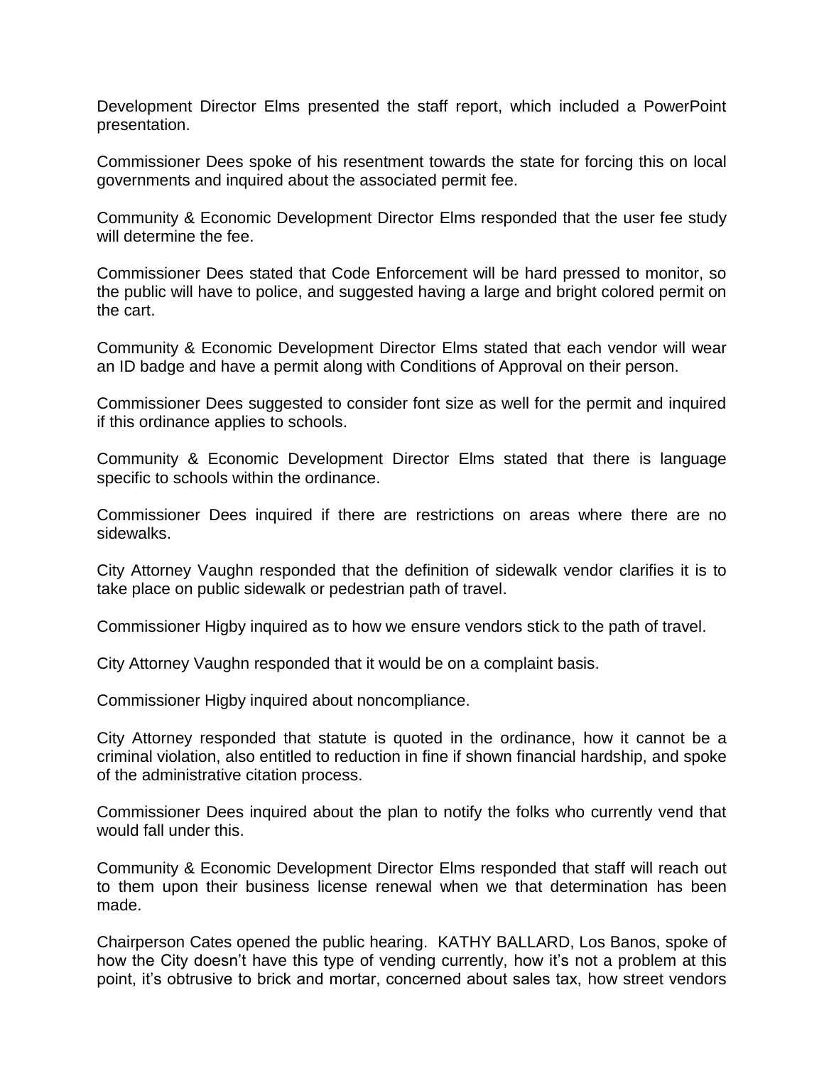Development Director Elms presented the staff report, which included a PowerPoint presentation.

Commissioner Dees spoke of his resentment towards the state for forcing this on local governments and inquired about the associated permit fee.

Community & Economic Development Director Elms responded that the user fee study will determine the fee.

Commissioner Dees stated that Code Enforcement will be hard pressed to monitor, so the public will have to police, and suggested having a large and bright colored permit on the cart.

Community & Economic Development Director Elms stated that each vendor will wear an ID badge and have a permit along with Conditions of Approval on their person.

Commissioner Dees suggested to consider font size as well for the permit and inquired if this ordinance applies to schools.

Community & Economic Development Director Elms stated that there is language specific to schools within the ordinance.

Commissioner Dees inquired if there are restrictions on areas where there are no sidewalks.

City Attorney Vaughn responded that the definition of sidewalk vendor clarifies it is to take place on public sidewalk or pedestrian path of travel.

Commissioner Higby inquired as to how we ensure vendors stick to the path of travel.

City Attorney Vaughn responded that it would be on a complaint basis.

Commissioner Higby inquired about noncompliance.

City Attorney responded that statute is quoted in the ordinance, how it cannot be a criminal violation, also entitled to reduction in fine if shown financial hardship, and spoke of the administrative citation process.

Commissioner Dees inquired about the plan to notify the folks who currently vend that would fall under this.

Community & Economic Development Director Elms responded that staff will reach out to them upon their business license renewal when we that determination has been made.

Chairperson Cates opened the public hearing. KATHY BALLARD, Los Banos, spoke of how the City doesn't have this type of vending currently, how it's not a problem at this point, it's obtrusive to brick and mortar, concerned about sales tax, how street vendors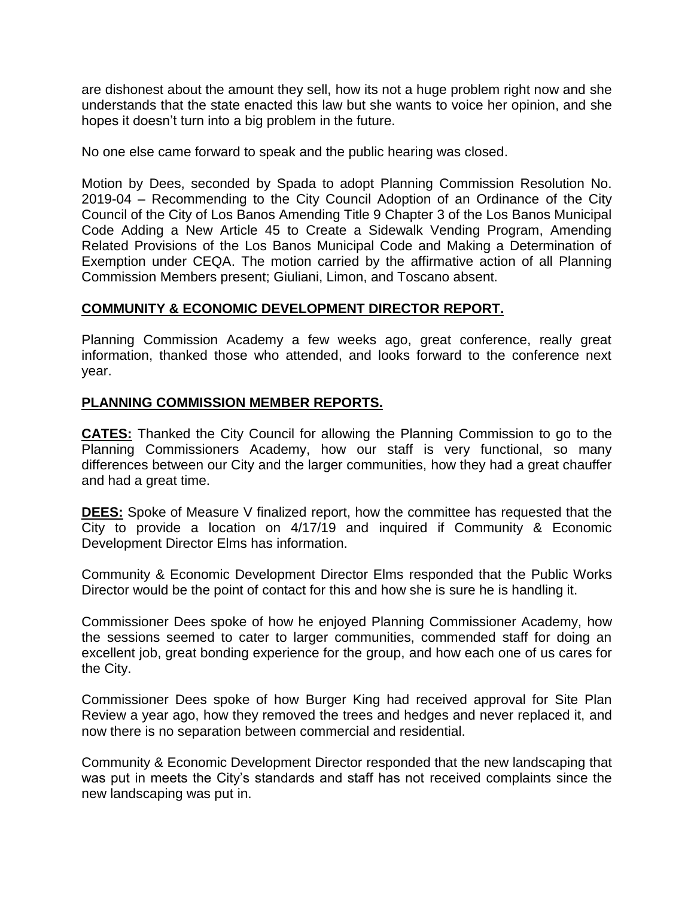are dishonest about the amount they sell, how its not a huge problem right now and she understands that the state enacted this law but she wants to voice her opinion, and she hopes it doesn't turn into a big problem in the future.

No one else came forward to speak and the public hearing was closed.

Motion by Dees, seconded by Spada to adopt Planning Commission Resolution No. 2019-04 – Recommending to the City Council Adoption of an Ordinance of the City Council of the City of Los Banos Amending Title 9 Chapter 3 of the Los Banos Municipal Code Adding a New Article 45 to Create a Sidewalk Vending Program, Amending Related Provisions of the Los Banos Municipal Code and Making a Determination of Exemption under CEQA. The motion carried by the affirmative action of all Planning Commission Members present; Giuliani, Limon, and Toscano absent.

**COMMUNITY & ECONOMIC DEVELOPMENT DIRECTOR REPORT.**

Planning Commission Academy a few weeks ago, great conference, really great information, thanked those who attended, and looks forward to the conference next year.

**PLANNING COMMISSION MEMBER REPORTS.**

**CATES:** Thanked the City Council for allowing the Planning Commission to go to the Planning Commissioners Academy, how our staff is very functional, so many differences between our City and the larger communities, how they had a great chauffer and had a great time.

**DEES:** Spoke of Measure V finalized report, how the committee has requested that the City to provide a location on 4/17/19 and inquired if Community & Economic Development Director Elms has information.

Community & Economic Development Director Elms responded that the Public Works Director would be the point of contact for this and how she is sure he is handling it.

Commissioner Dees spoke of how he enjoyed Planning Commissioner Academy, how the sessions seemed to cater to larger communities, commended staff for doing an excellent job, great bonding experience for the group, and how each one of us cares for the City.

Commissioner Dees spoke of how Burger King had received approval for Site Plan Review a year ago, how they removed the trees and hedges and never replaced it, and now there is no separation between commercial and residential.

Community & Economic Development Director responded that the new landscaping that was put in meets the City's standards and staff has not received complaints since the new landscaping was put in.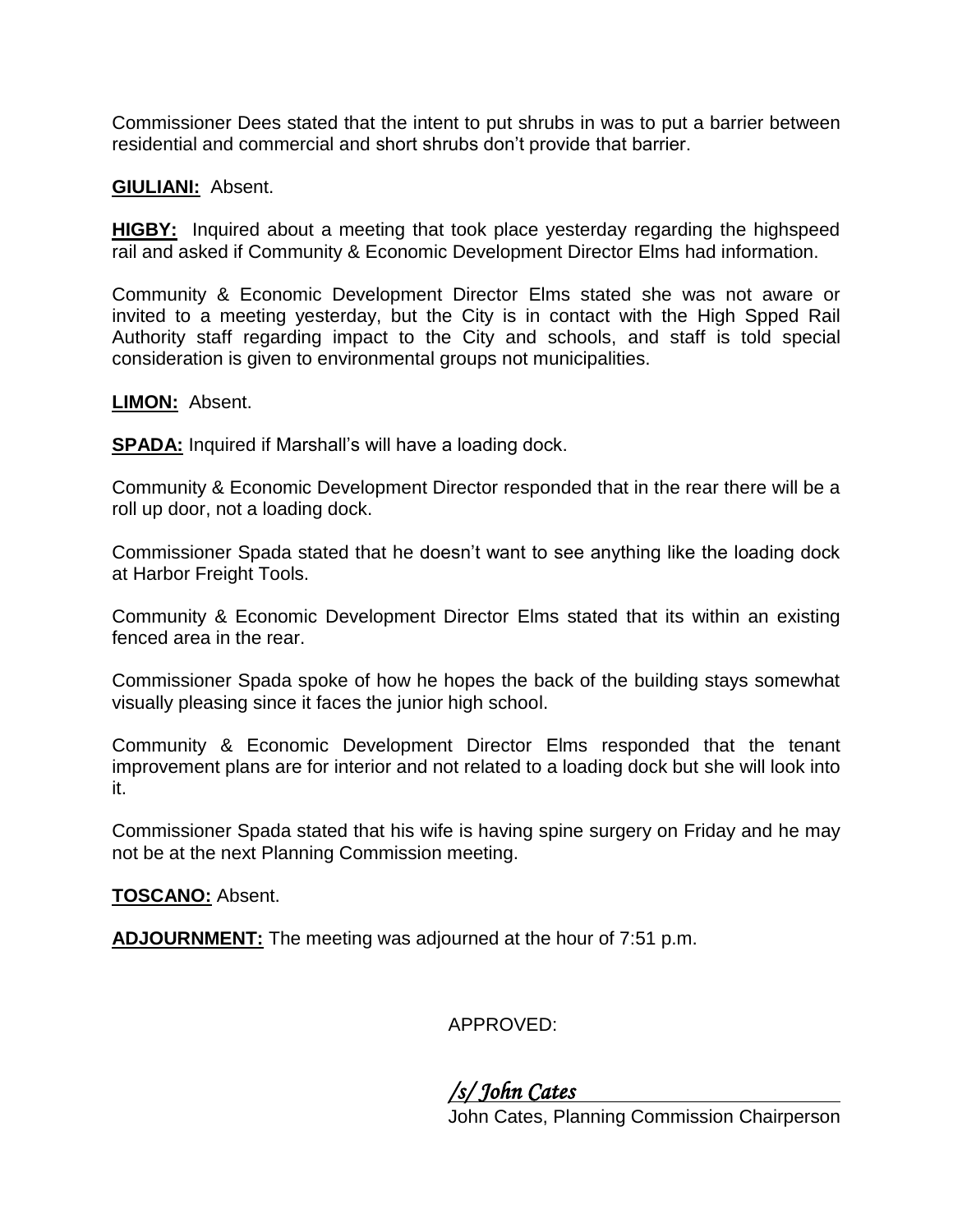Commissioner Dees stated that the intent to put shrubs in was to put a barrier between residential and commercial and short shrubs don't provide that barrier.

**GIULIANI:** Absent.

**HIGBY:** Inquired about a meeting that took place yesterday regarding the highspeed rail and asked if Community & Economic Development Director Elms had information.

Community & Economic Development Director Elms stated she was not aware or invited to a meeting yesterday, but the City is in contact with the High Spped Rail Authority staff regarding impact to the City and schools, and staff is told special consideration is given to environmental groups not municipalities.

**LIMON:** Absent.

**SPADA:** Inquired if Marshall's will have a loading dock.

Community & Economic Development Director responded that in the rear there will be a roll up door, not a loading dock.

Commissioner Spada stated that he doesn't want to see anything like the loading dock at Harbor Freight Tools.

Community & Economic Development Director Elms stated that its within an existing fenced area in the rear.

Commissioner Spada spoke of how he hopes the back of the building stays somewhat visually pleasing since it faces the junior high school.

Community & Economic Development Director Elms responded that the tenant improvement plans are for interior and not related to a loading dock but she will look into it.

Commissioner Spada stated that his wife is having spine surgery on Friday and he may not be at the next Planning Commission meeting.

**TOSCANO:** Absent.

**ADJOURNMENT:** The meeting was adjourned at the hour of 7:51 p.m.

APPROVED:

*/s/ John Cates*

John Cates, Planning Commission Chairperson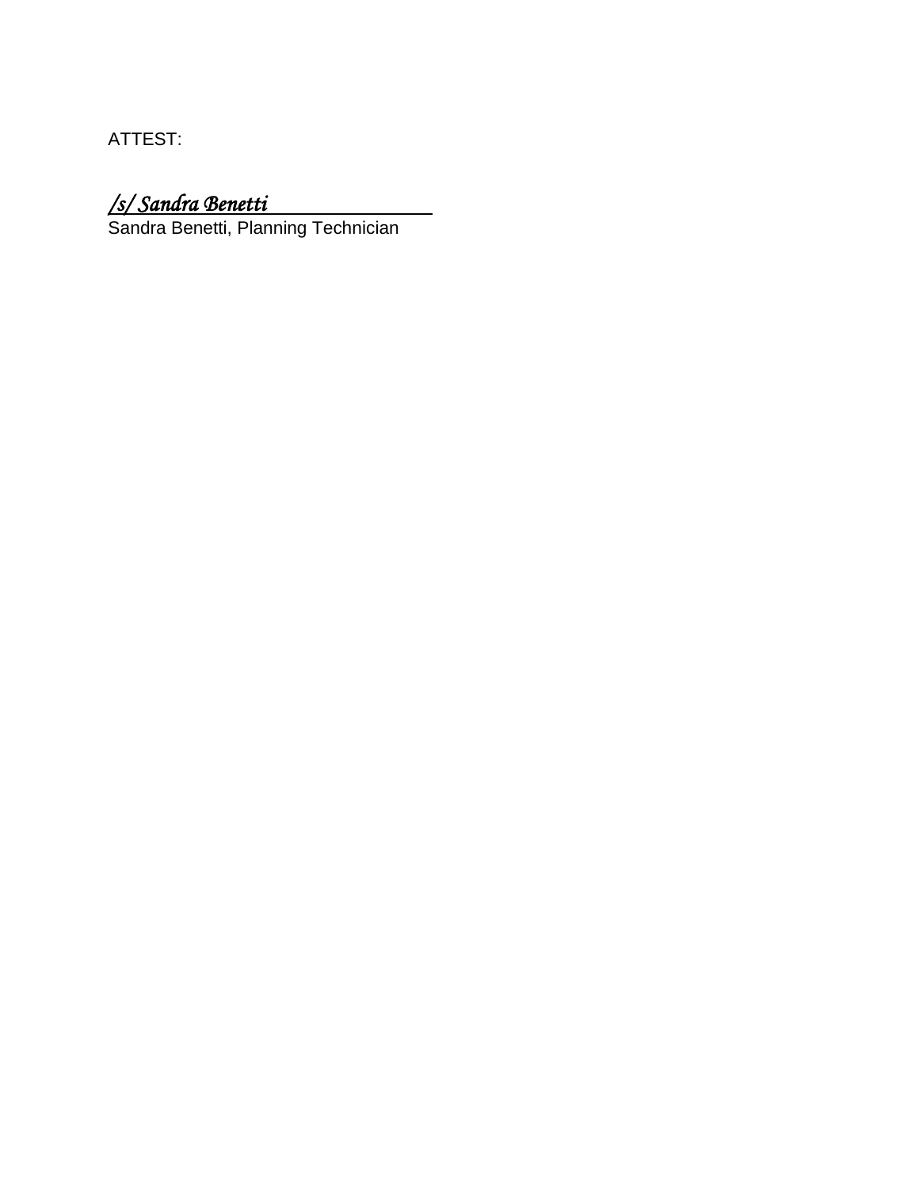ATTEST:

*/s/ Sandra Benetti*

Sandra Benetti, Planning Technician